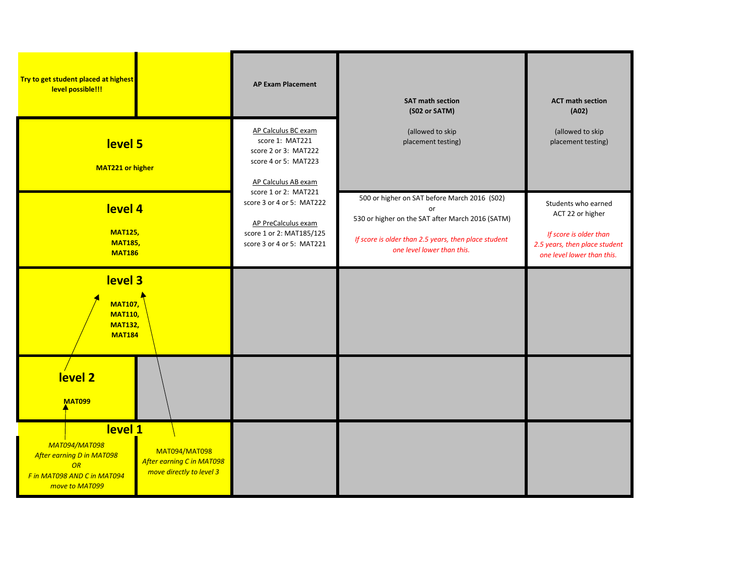| Try to get student placed at highest level possible!!! | | AP Exam Placement | SAT math section (S02 or SATM) (allowed to skip placement testing) | ACT math section (A02) (allowed to skip placement testing) |
|---|---|---|---|---|
| **level 5** MAT221 or higher | | AP Calculus BC exam<br>score 1: MAT221<br>score 2 or 3: MAT222<br>score 4 or 5: MAT223<br><br>AP Calculus AB exam<br>score 1 or 2: MAT221<br>score 3 or 4 or 5: MAT222<br><br>AP PreCalculus exam<br>score 1 or 2: MAT185/125<br>score 3 or 4 or 5: MAT221 | | |
| **level 4** MAT125, MAT185, MAT186 | | | 500 or higher on SAT before March 2016 (S02)<br>or<br>530 or higher on the SAT after March 2016 (SATM)<br><br>*If score is older than 2.5 years, then place student one level lower than this.* | Students who earned ACT 22 or higher<br><br>*If score is older than 2.5 years, then place student one level lower than this.* |
| **level 3** MAT107, MAT110, MAT132, MAT184 | | | | |
| **level 2** MAT099 | | | | |
| **level 1** *MAT094/MAT098 After earning D in MAT098 OR F in MAT098 AND C in MAT094 move to MAT099* | MAT094/MAT098 *After earning C in MAT098 move directly to level 3* | | | |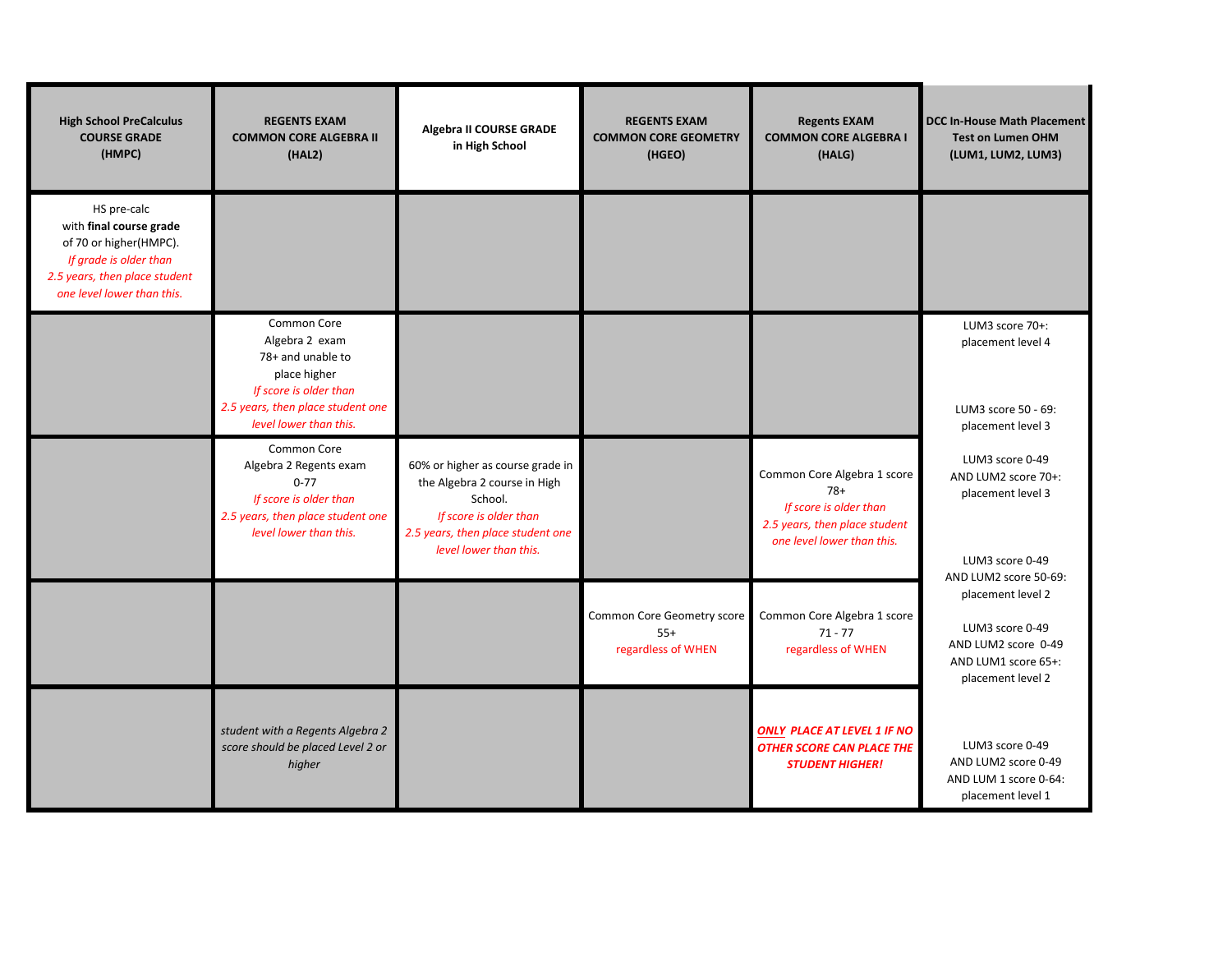| High School PreCalculus COURSE GRADE (HMPC) | REGENTS EXAM COMMON CORE ALGEBRA II (HAL2) | Algebra II COURSE GRADE in High School | REGENTS EXAM COMMON CORE GEOMETRY (HGEO) | Regents EXAM COMMON CORE ALGEBRA I (HALG) | DCC In-House Math Placement Test on Lumen OHM (LUM1, LUM2, LUM3) |
|---|---|---|---|---|---|
| HS pre-calc with **final course grade** of 70 or higher(HMPC). *If grade is older than 2.5 years, then place student one level lower than this.* | | | | | |
| | Common Core Algebra 2 exam 78+ and unable to place higher *If score is older than 2.5 years, then place student one level lower than this.* | | | | LUM3 score 70+: placement level 4<br><br>LUM3 score 50 - 69: placement level 3 |
| | Common Core Algebra 2 Regents exam 0-77 *If score is older than 2.5 years, then place student one level lower than this.* | 60% or higher as course grade in the Algebra 2 course in High School. *If score is older than 2.5 years, then place student one level lower than this.* | | Common Core Algebra 1 score 78+ *If score is older than 2.5 years, then place student one level lower than this.* | LUM3 score 0-49 AND LUM2 score 70+: placement level 3<br><br>LUM3 score 0-49 AND LUM2 score 50-69: placement level 2 |
| | | | Common Core Geometry score 55+ *regardless of WHEN* | Common Core Algebra 1 score 71 - 77 *regardless of WHEN* | LUM3 score 0-49 AND LUM2 score 0-49 AND LUM1 score 65+: placement level 2 |
| | *student with a Regents Algebra 2 score should be placed Level 2 or higher* | | | ***ONLY PLACE AT LEVEL 1 IF NO OTHER SCORE CAN PLACE THE STUDENT HIGHER!*** | LUM3 score 0-49 AND LUM2 score 0-49 AND LUM 1 score 0-64: placement level 1 |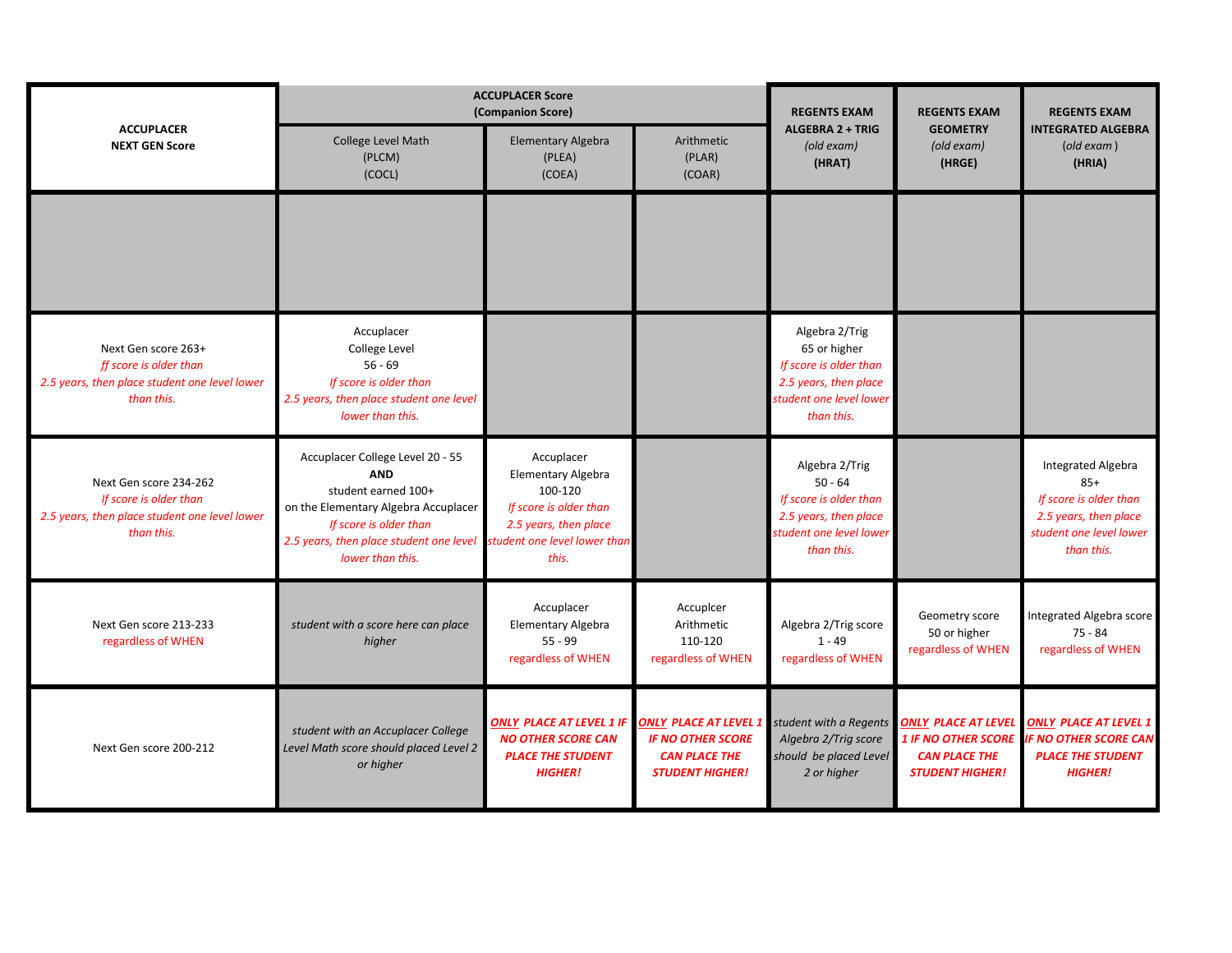| ACCUPLACER NEXT GEN Score | ACCUPLACER Score (Companion Score) | | | REGENTS EXAM ALGEBRA 2 + TRIG *(old exam)* (HRAT) | REGENTS EXAM GEOMETRY *(old exam)* (HRGE) | REGENTS EXAM INTEGRATED ALGEBRA (*old exam*) (HRIA) |
|---|---|---|---|---|---|---|
| | College Level Math (PLCM) (COCL) | Elementary Algebra (PLEA) (COEA) | Arithmetic (PLAR) (COAR) | | | |
| | | | | | | |
| Next Gen score 263+ *ff score is older than 2.5 years, then place student one level lower than this.* | Accuplacer College Level 56 - 69 *If score is older than 2.5 years, then place student one level lower than this.* | | | Algebra 2/Trig 65 or higher *If score is older than 2.5 years, then place student one level lower than this.* | | |
| Next Gen score 234-262 *If score is older than 2.5 years, then place student one level lower than this.* | Accuplacer College Level 20 - 55 **AND** student earned 100+ on the Elementary Algebra Accuplacer *If score is older than 2.5 years, then place student one level lower than this.* | Accuplacer Elementary Algebra 100-120 *If score is older than 2.5 years, then place student one level lower than this.* | | Algebra 2/Trig 50 - 64 *If score is older than 2.5 years, then place student one level lower than this.* | | Integrated Algebra 85+ *If score is older than 2.5 years, then place student one level lower than this.* |
| Next Gen score 213-233 regardless of WHEN | *student with a score here can place higher* | Accuplacer Elementary Algebra 55 - 99 regardless of WHEN | Accuplcer Arithmetic 110-120 regardless of WHEN | Algebra 2/Trig score 1 - 49 regardless of WHEN | Geometry score 50 or higher regardless of WHEN | Integrated Algebra score 75 - 84 regardless of WHEN |
| Next Gen score 200-212 | *student with an Accuplacer College Level Math score should placed Level 2 or higher* | ***ONLY* PLACE AT LEVEL 1 IF NO OTHER SCORE CAN PLACE THE STUDENT HIGHER!** | ***ONLY* PLACE AT LEVEL 1 IF NO OTHER SCORE CAN PLACE THE STUDENT HIGHER!** | *student with a Regents Algebra 2/Trig score should be placed Level 2 or higher* | ***ONLY* PLACE AT LEVEL 1 IF NO OTHER SCORE CAN PLACE THE STUDENT HIGHER!** | ***ONLY* PLACE AT LEVEL 1 IF NO OTHER SCORE CAN PLACE THE STUDENT HIGHER!** |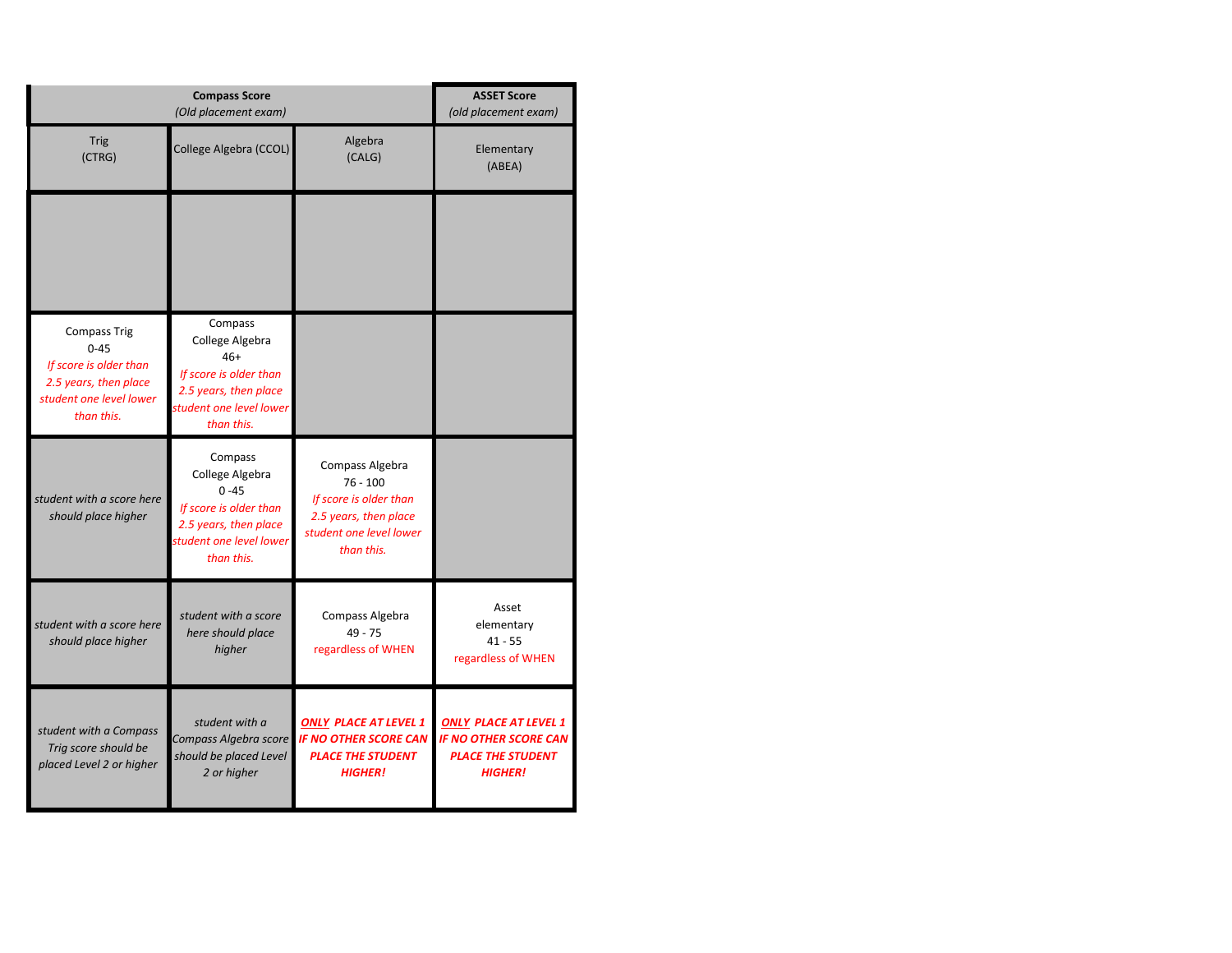| Compass Score (Old placement exam) | | | ASSET Score (old placement exam) |
|---|---|---|---|
| Trig (CTRG) | College Algebra (CCOL) | Algebra (CALG) | Elementary (ABEA) |
| | | | |
| Compass Trig 0-45 *If score is older than 2.5 years, then place student one level lower than this.* | Compass College Algebra 46+ *If score is older than 2.5 years, then place student one level lower than this.* | | |
| *student with a score here should place higher* | Compass College Algebra 0 -45 *If score is older than 2.5 years, then place student one level lower than this.* | Compass Algebra 76 - 100 *If score is older than 2.5 years, then place student one level lower than this.* | |
| *student with a score here should place higher* | *student with a score here should place higher* | Compass Algebra 49 - 75 regardless of WHEN | Asset elementary 41 - 55 regardless of WHEN |
| *student with a Compass Trig score should be placed Level 2 or higher* | *student with a Compass Algebra score should be placed Level 2 or higher* | ***ONLY* PLACE AT LEVEL 1 IF NO OTHER SCORE CAN PLACE THE STUDENT HIGHER!** | ***ONLY* PLACE AT LEVEL 1 IF NO OTHER SCORE CAN PLACE THE STUDENT HIGHER!** |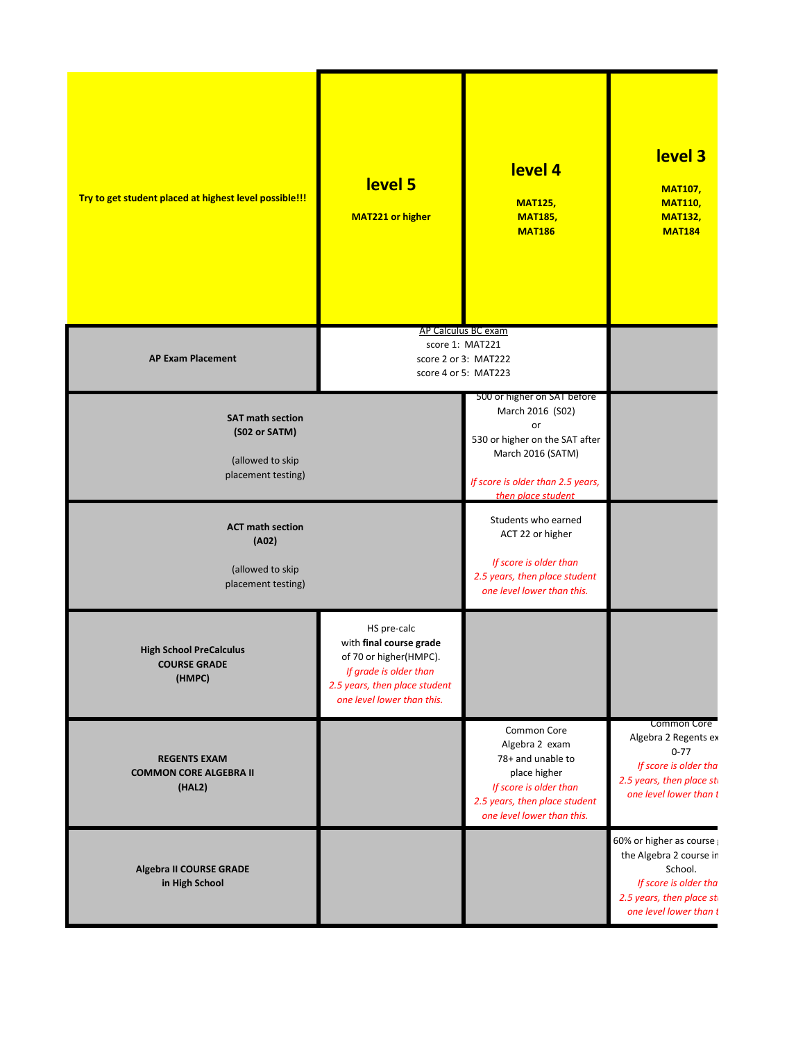| Try to get student placed at highest level possible!!! | **level 5** MAT221 or higher | **level 4** MAT125, MAT185, MAT186 | **level 3** MAT107, MAT110, MAT132, MAT184 |
|---|---|---|---|
| **AP Exam Placement** | AP Calculus BC exam score 1: MAT221 score 2 or 3: MAT222 score 4 or 5: MAT223 | | |
| **SAT math section (S02 or SATM)** (allowed to skip placement testing) | | 500 or higher on SAT before March 2016 (S02) or 530 or higher on the SAT after March 2016 (SATM) *If score is older than 2.5 years, then place student* | |
| **ACT math section (A02)** (allowed to skip placement testing) | | Students who earned ACT 22 or higher *If score is older than 2.5 years, then place student one level lower than this.* | |
| **High School PreCalculus COURSE GRADE (HMPC)** | HS pre-calc with **final course grade** of 70 or higher(HMPC). *If grade is older than 2.5 years, then place student one level lower than this.* | | |
| **REGENTS EXAM COMMON CORE ALGEBRA II (HAL2)** | | Common Core Algebra 2 exam 78+ and unable to place higher *If score is older than 2.5 years, then place student one level lower than this.* | Common Core Algebra 2 Regents ex 0-77 *If score is older tha 2.5 years, then place st one level lower than t* |
| **Algebra II COURSE GRADE in High School** | | | 60% or higher as course the Algebra 2 course in School. *If score is older tha 2.5 years, then place st one level lower than t* |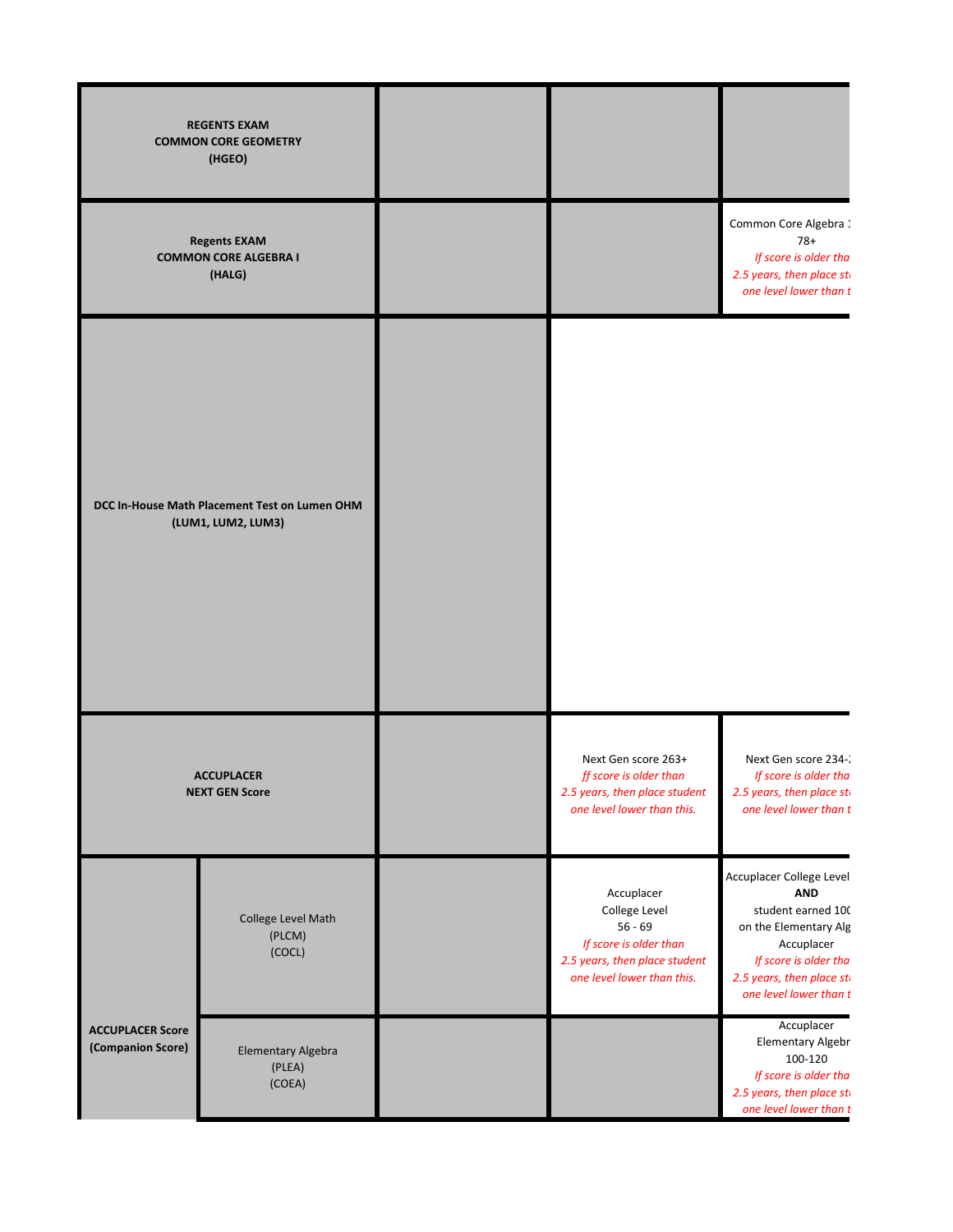| | | | | |
|---|---|---|---|---|
| **REGENTS EXAM COMMON CORE GEOMETRY (HGEO)** | | | | |
| **Regents EXAM COMMON CORE ALGEBRA I (HALG)** | | | | Common Core Algebra 1 78+ *If score is older tha 2.5 years, then place st one level lower than t* |
| **DCC In-House Math Placement Test on Lumen OHM (LUM1, LUM2, LUM3)** | | | | |
| **ACCUPLACER NEXT GEN Score** | | | Next Gen score 263+ *ff score is older than 2.5 years, then place student one level lower than this.* | Next Gen score 234-2 *If score is older tha 2.5 years, then place st one level lower than t* |
| **ACCUPLACER Score (Companion Score)** | College Level Math (PLCM) (COCL) | | Accuplacer College Level 56 - 69 *If score is older than 2.5 years, then place student one level lower than this.* | Accuplacer College Level **AND** student earned 100 on the Elementary Alg Accuplacer *If score is older tha 2.5 years, then place st one level lower than t* |
| | Elementary Algebra (PLEA) (COEA) | | | Accuplacer Elementary Algebr 100-120 *If score is older tha 2.5 years, then place st one level lower than t* |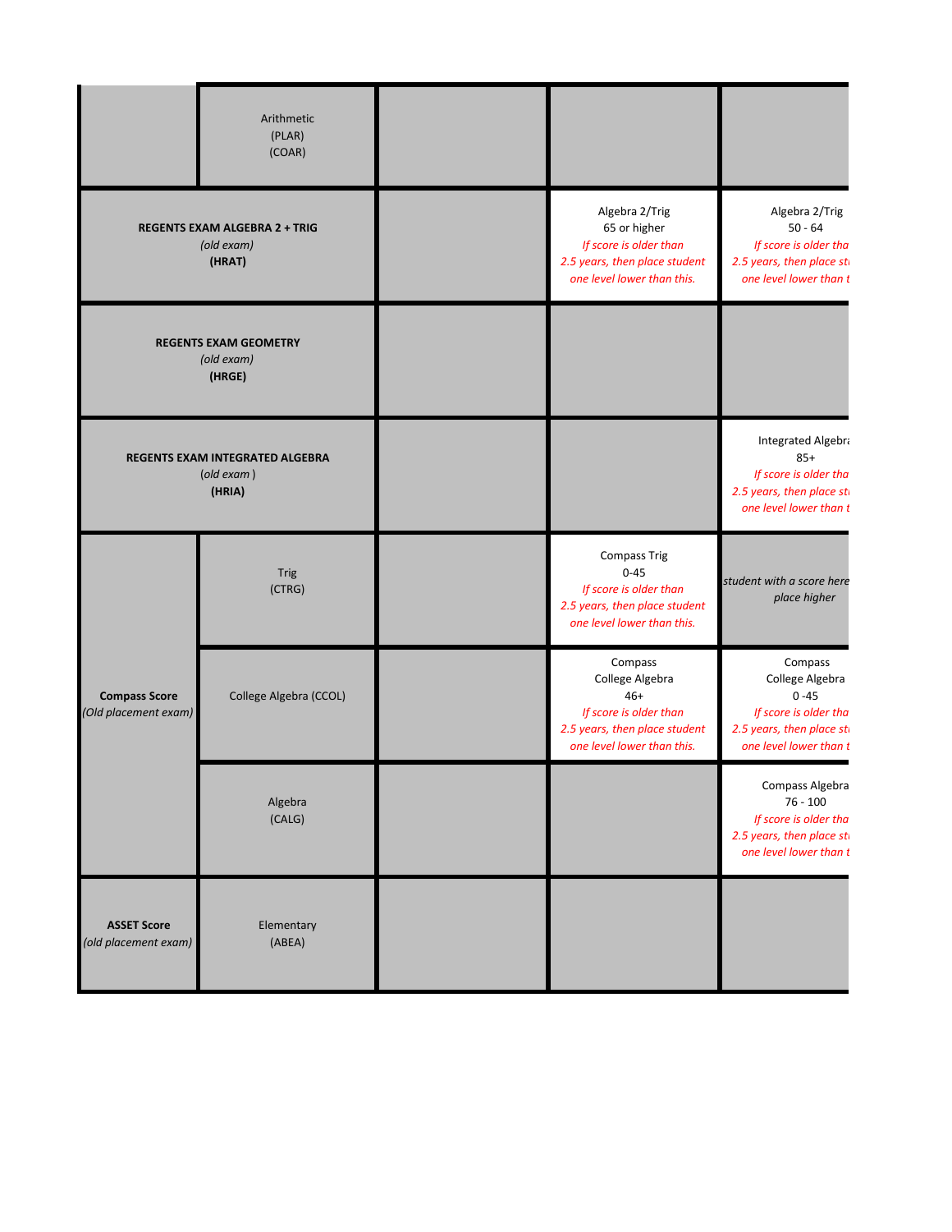| | | | | |
|---|---|---|---|---|
| | Arithmetic (PLAR) (COAR) | | | |
| **REGENTS EXAM ALGEBRA 2 + TRIG** *(old exam)* **(HRAT)** | | | Algebra 2/Trig 65 or higher *If score is older than 2.5 years, then place student one level lower than this.* | Algebra 2/Trig 50 - 64 *If score is older tha 2.5 years, then place st one level lower than t* |
| **REGENTS EXAM GEOMETRY** *(old exam)* **(HRGE)** | | | | |
| **REGENTS EXAM INTEGRATED ALGEBRA** *(old exam )* **(HRIA)** | | | | Integrated Algebr 85+ *If score is older tha 2.5 years, then place st one level lower than t* |
| **Compass Score** *(Old placement exam)* | Trig (CTRG) | | Compass Trig 0-45 *If score is older than 2.5 years, then place student one level lower than this.* | *student with a score here place higher* |
| | College Algebra (CCOL) | | Compass College Algebra 46+ *If score is older than 2.5 years, then place student one level lower than this.* | Compass College Algebra 0 -45 *If score is older tha 2.5 years, then place st one level lower than t* |
| | Algebra (CALG) | | | Compass Algebra 76 - 100 *If score is older tha 2.5 years, then place st one level lower than t* |
| **ASSET Score** *(old placement exam)* | Elementary (ABEA) | | | |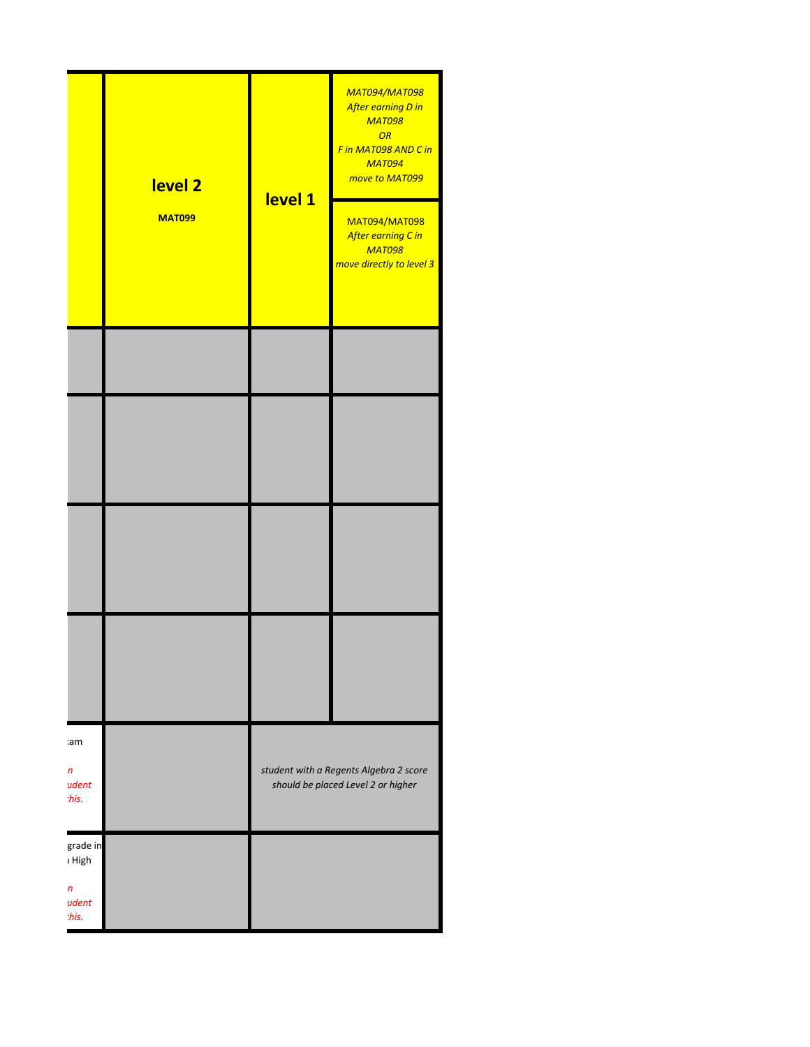| | level 2<br><br>**MAT099** | level 1 | *MAT094/MAT098 After earning D in MAT098 OR F in MAT098 AND C in MAT094 move to MAT099*<br><br>MAT094/MAT098 *After earning C in MAT098 move directly to level 3* |
|---|---|---|---|
| | | | |
| | | | |
| | | | |
| | | | |
| :am<br><br>*n udent :his.* | | *student with a Regents Algebra 2 score should be placed Level 2 or higher* | |
| grade in ı High<br><br>*n udent :his.* | | | |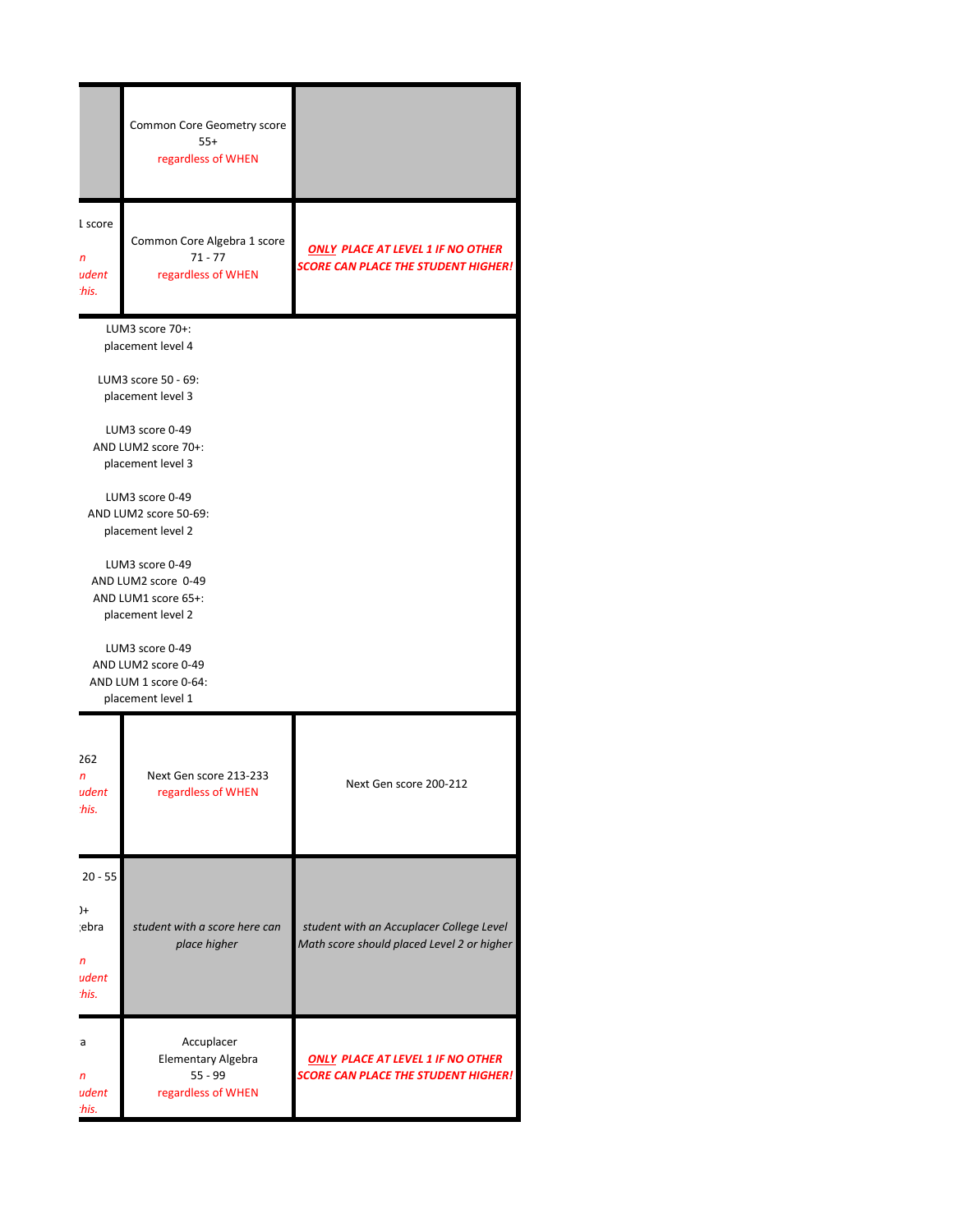| | | |
|---|---|---|
| | Common Core Geometry score 55+ regardless of WHEN | |
| l score *n udent his.* | Common Core Algebra 1 score 71 - 77 regardless of WHEN | ***ONLY PLACE AT LEVEL 1 IF NO OTHER SCORE CAN PLACE THE STUDENT HIGHER!*** |
| LUM3 score 70+: placement level 4<br><br>LUM3 score 50 - 69: placement level 3<br><br>LUM3 score 0-49 AND LUM2 score 70+: placement level 3<br><br>LUM3 score 0-49 AND LUM2 score 50-69: placement level 2<br><br>LUM3 score 0-49 AND LUM2 score 0-49 AND LUM1 score 65+: placement level 2<br><br>LUM3 score 0-49 AND LUM2 score 0-49 AND LUM 1 score 0-64: placement level 1 | | |
| 262 *n udent his.* | Next Gen score 213-233 regardless of WHEN | Next Gen score 200-212 |
| 20 - 55<br>)+ ;ebra *n udent his.* | *student with a score here can place higher* | *student with an Accuplacer College Level Math score should placed Level 2 or higher* |
| a *n udent his.* | Accuplacer Elementary Algebra 55 - 99 regardless of WHEN | ***ONLY PLACE AT LEVEL 1 IF NO OTHER SCORE CAN PLACE THE STUDENT HIGHER!*** |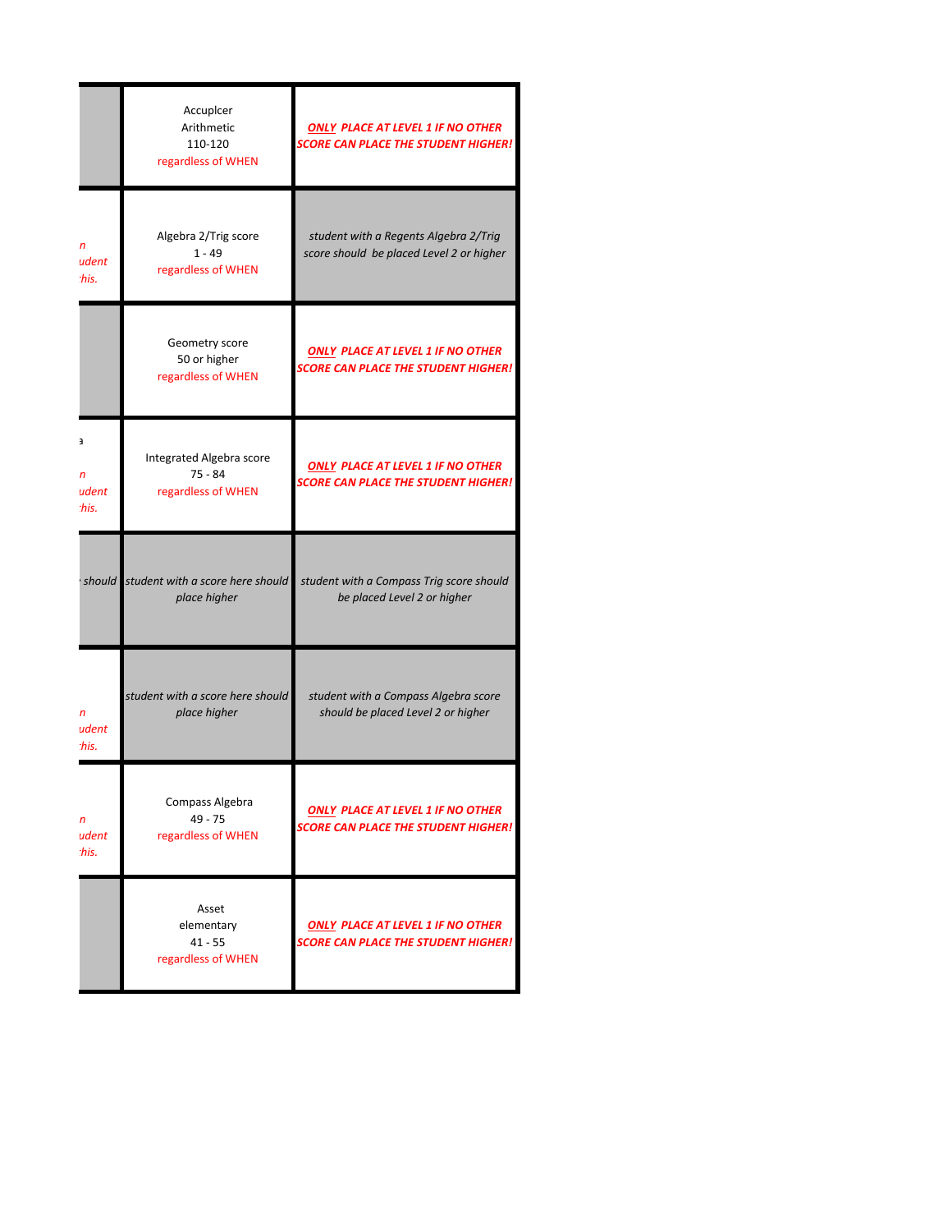| | | |
|---|---|---|
| | Accuplcer Arithmetic 110-120 regardless of WHEN | ***ONLY* PLACE AT LEVEL 1 IF NO OTHER SCORE CAN PLACE THE STUDENT HIGHER!** |
| *n udent his.* | Algebra 2/Trig score 1 - 49 regardless of WHEN | *student with a Regents Algebra 2/Trig score should be placed Level 2 or higher* |
| | Geometry score 50 or higher regardless of WHEN | ***ONLY* PLACE AT LEVEL 1 IF NO OTHER SCORE CAN PLACE THE STUDENT HIGHER!** |
| *a n udent his.* | Integrated Algebra score 75 - 84 regardless of WHEN | ***ONLY* PLACE AT LEVEL 1 IF NO OTHER SCORE CAN PLACE THE STUDENT HIGHER!** |
| *should* | *student with a score here should place higher* | *student with a Compass Trig score should be placed Level 2 or higher* |
| *n udent his.* | *student with a score here should place higher* | *student with a Compass Algebra score should be placed Level 2 or higher* |
| *n udent his.* | Compass Algebra 49 - 75 regardless of WHEN | ***ONLY* PLACE AT LEVEL 1 IF NO OTHER SCORE CAN PLACE THE STUDENT HIGHER!** |
| | Asset elementary 41 - 55 regardless of WHEN | ***ONLY* PLACE AT LEVEL 1 IF NO OTHER SCORE CAN PLACE THE STUDENT HIGHER!** |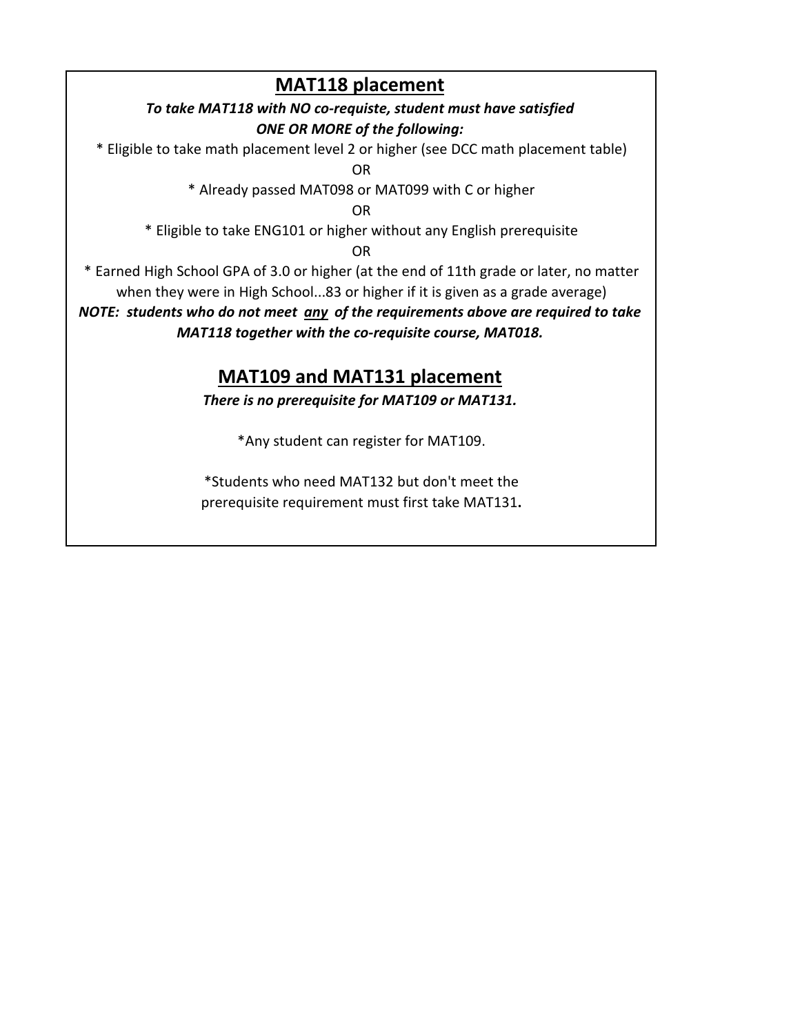## MAT118 placement

***To take MAT118 with NO co-requiste, student must have satisfied ONE OR MORE of the following:***

* Eligible to take math placement level 2 or higher (see DCC math placement table)

OR

* Already passed MAT098 or MAT099 with C or higher

OR

* Eligible to take ENG101 or higher without any English prerequisite

OR

* Earned High School GPA of 3.0 or higher (at the end of 11th grade or later, no matter when they were in High School...83 or higher if it is given as a grade average)

***NOTE: students who do not meet <u>any</u> of the requirements above are required to take MAT118 together with the co-requisite course, MAT018.***

## MAT109 and MAT131 placement

***There is no prerequisite for MAT109 or MAT131.***

*Any student can register for MAT109.

*Students who need MAT132 but don't meet the prerequisite requirement must first take MAT131**.**